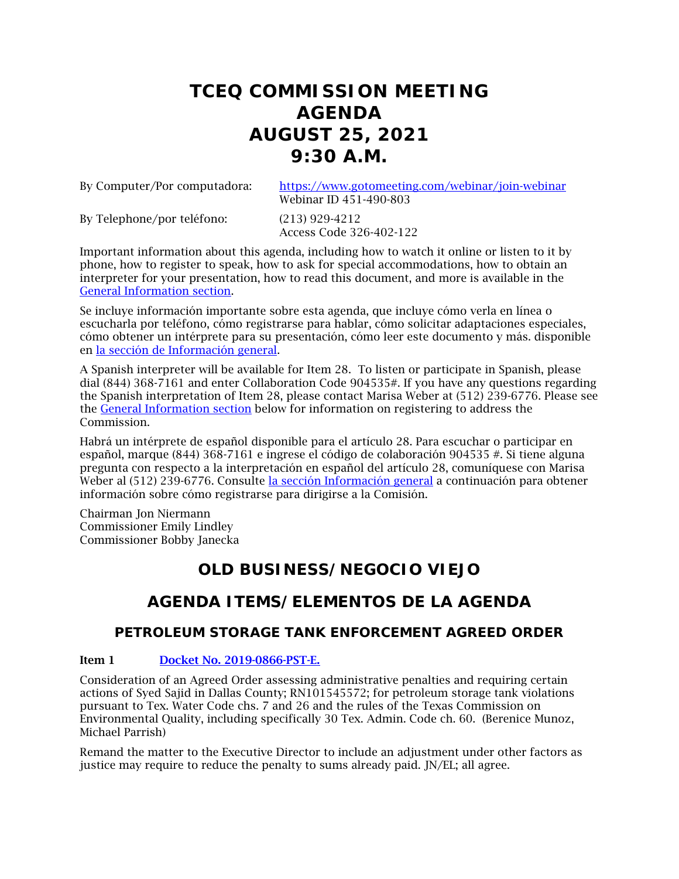# TCEQ COMMISSION MEETING AGENDA AUGUST 25, 2021 9:30 A.M.

By Computer/Por computadora: [https://www.gotomeeting.com/webinar/join-webinar](https://www.gotomeeting.com/webinar/join-webinar) Webinar ID 451-490-803

By Telephone/por teléfono: (213) 929-4212 Access Code 326-402-122

Important information about this agenda, including how to watch it online or listen to it by phone, how to register to speak, how to ask for special accommodations, how to obtain an interpreter for your presentation, how to read this document, and more is available in the General Information section.

Se incluye información importante sobre esta agenda, que incluye cómo verla en línea o escucharla por teléfono, cómo registrarse para hablar, cómo solicitar adaptaciones especiales, cómo obtener un intérprete para su presentación, cómo leer este documento y más. disponible en la sección de Información general.

A Spanish interpreter will be available for Item 28. To listen or participate in Spanish, please dial (844) 368-7161 and enter Collaboration Code 904535#. If you have any questions regarding the Spanish interpretation of Item 28, please contact Marisa Weber at (512) 239-6776. Please see the General Information section below for information on registering to address the Commission.

Habrá un intérprete de español disponible para el artículo 28. Para escuchar o participar en español, marque (844) 368-7161 e ingrese el código de colaboración 904535 #. Si tiene alguna pregunta con respecto a la interpretación en español del artículo 28, comuníquese con Marisa Weber al (512) 239-6776. Consulte la sección Información general a continuación para obtener información sobre cómo registrarse para dirigirse a la Comisión.

Chairman Jon Niermann
Commissioner Emily Lindley
Commissioner Bobby Janecka

## OLD BUSINESS/NEGOCIO VIEJO

## AGENDA ITEMS/ELEMENTOS DE LA AGENDA

### PETROLEUM STORAGE TANK ENFORCEMENT AGREED ORDER

**Item 1** Docket No. 2019-0866-PST-E.

Consideration of an Agreed Order assessing administrative penalties and requiring certain actions of Syed Sajid in Dallas County; RN101545572; for petroleum storage tank violations pursuant to Tex. Water Code chs. 7 and 26 and the rules of the Texas Commission on Environmental Quality, including specifically 30 Tex. Admin. Code ch. 60. (Berenice Munoz, Michael Parrish)

Remand the matter to the Executive Director to include an adjustment under other factors as justice may require to reduce the penalty to sums already paid. JN/EL; all agree.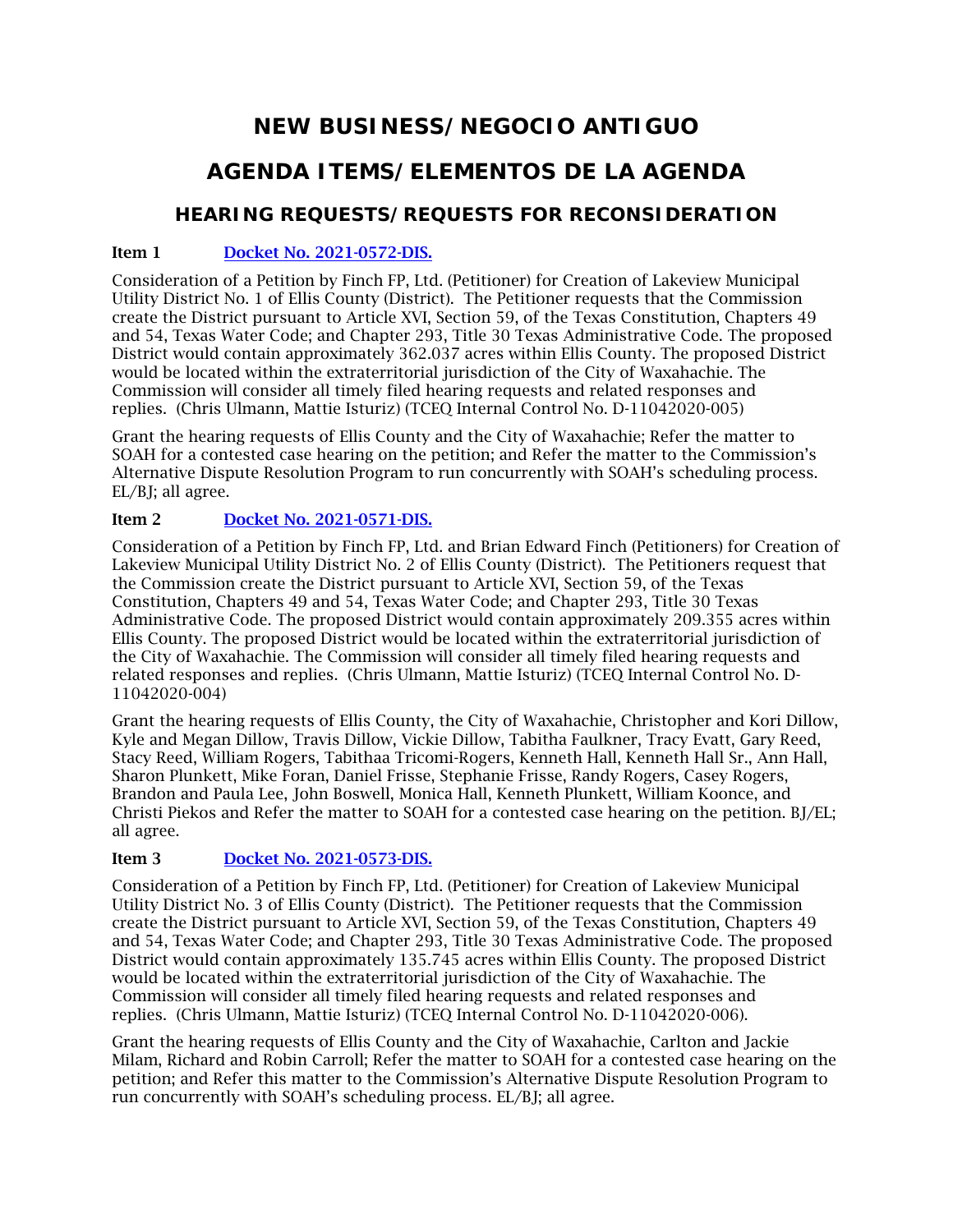# NEW BUSINESS/NEGOCIO ANTIGUO

# AGENDA ITEMS/ELEMENTOS DE LA AGENDA

## HEARING REQUESTS/REQUESTS FOR RECONSIDERATION

**Item 1** [Docket No. 2021-0572-DIS.]

Consideration of a Petition by Finch FP, Ltd. (Petitioner) for Creation of Lakeview Municipal Utility District No. 1 of Ellis County (District). The Petitioner requests that the Commission create the District pursuant to Article XVI, Section 59, of the Texas Constitution, Chapters 49 and 54, Texas Water Code; and Chapter 293, Title 30 Texas Administrative Code. The proposed District would contain approximately 362.037 acres within Ellis County. The proposed District would be located within the extraterritorial jurisdiction of the City of Waxahachie. The Commission will consider all timely filed hearing requests and related responses and replies. (Chris Ulmann, Mattie Isturiz) (TCEQ Internal Control No. D-11042020-005)

Grant the hearing requests of Ellis County and the City of Waxahachie; Refer the matter to SOAH for a contested case hearing on the petition; and Refer the matter to the Commission's Alternative Dispute Resolution Program to run concurrently with SOAH's scheduling process. EL/BJ; all agree.

**Item 2** [Docket No. 2021-0571-DIS.]

Consideration of a Petition by Finch FP, Ltd. and Brian Edward Finch (Petitioners) for Creation of Lakeview Municipal Utility District No. 2 of Ellis County (District). The Petitioners request that the Commission create the District pursuant to Article XVI, Section 59, of the Texas Constitution, Chapters 49 and 54, Texas Water Code; and Chapter 293, Title 30 Texas Administrative Code. The proposed District would contain approximately 209.355 acres within Ellis County. The proposed District would be located within the extraterritorial jurisdiction of the City of Waxahachie. The Commission will consider all timely filed hearing requests and related responses and replies. (Chris Ulmann, Mattie Isturiz) (TCEQ Internal Control No. D-11042020-004)

Grant the hearing requests of Ellis County, the City of Waxahachie, Christopher and Kori Dillow, Kyle and Megan Dillow, Travis Dillow, Vickie Dillow, Tabitha Faulkner, Tracy Evatt, Gary Reed, Stacy Reed, William Rogers, Tabithaa Tricomi-Rogers, Kenneth Hall, Kenneth Hall Sr., Ann Hall, Sharon Plunkett, Mike Foran, Daniel Frisse, Stephanie Frisse, Randy Rogers, Casey Rogers, Brandon and Paula Lee, John Boswell, Monica Hall, Kenneth Plunkett, William Koonce, and Christi Piekos and Refer the matter to SOAH for a contested case hearing on the petition. BJ/EL; all agree.

**Item 3** [Docket No. 2021-0573-DIS.]

Consideration of a Petition by Finch FP, Ltd. (Petitioner) for Creation of Lakeview Municipal Utility District No. 3 of Ellis County (District). The Petitioner requests that the Commission create the District pursuant to Article XVI, Section 59, of the Texas Constitution, Chapters 49 and 54, Texas Water Code; and Chapter 293, Title 30 Texas Administrative Code. The proposed District would contain approximately 135.745 acres within Ellis County. The proposed District would be located within the extraterritorial jurisdiction of the City of Waxahachie. The Commission will consider all timely filed hearing requests and related responses and replies. (Chris Ulmann, Mattie Isturiz) (TCEQ Internal Control No. D-11042020-006).

Grant the hearing requests of Ellis County and the City of Waxahachie, Carlton and Jackie Milam, Richard and Robin Carroll; Refer the matter to SOAH for a contested case hearing on the petition; and Refer this matter to the Commission's Alternative Dispute Resolution Program to run concurrently with SOAH's scheduling process. EL/BJ; all agree.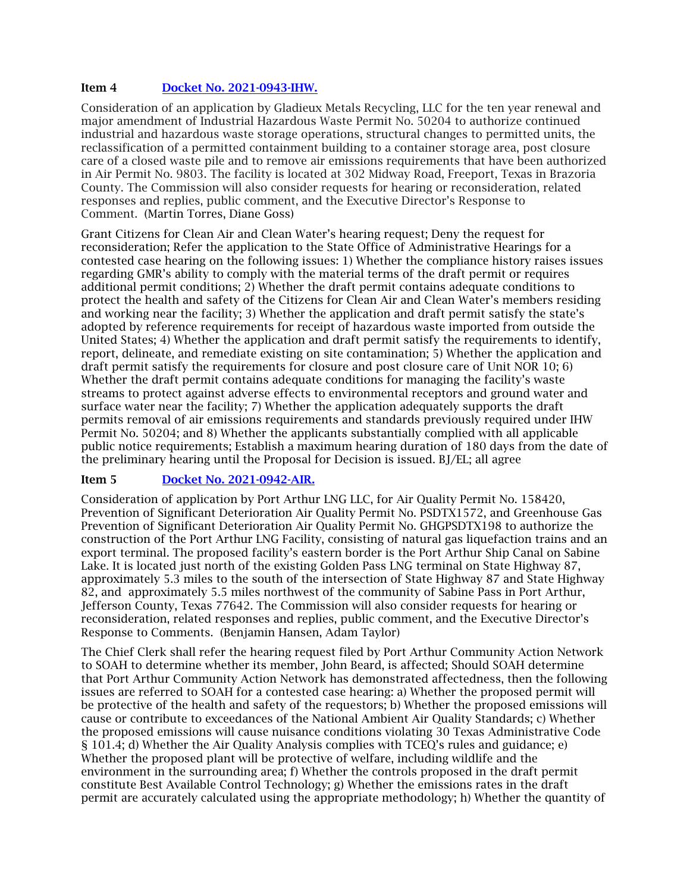**Item 4** [Docket No. 2021-0943-IHW.](#)

Consideration of an application by Gladieux Metals Recycling, LLC for the ten year renewal and major amendment of Industrial Hazardous Waste Permit No. 50204 to authorize continued industrial and hazardous waste storage operations, structural changes to permitted units, the reclassification of a permitted containment building to a container storage area, post closure care of a closed waste pile and to remove air emissions requirements that have been authorized in Air Permit No. 9803. The facility is located at 302 Midway Road, Freeport, Texas in Brazoria County. The Commission will also consider requests for hearing or reconsideration, related responses and replies, public comment, and the Executive Director's Response to Comment. (Martin Torres, Diane Goss)

Grant Citizens for Clean Air and Clean Water's hearing request; Deny the request for reconsideration; Refer the application to the State Office of Administrative Hearings for a contested case hearing on the following issues: 1) Whether the compliance history raises issues regarding GMR's ability to comply with the material terms of the draft permit or requires additional permit conditions; 2) Whether the draft permit contains adequate conditions to protect the health and safety of the Citizens for Clean Air and Clean Water's members residing and working near the facility; 3) Whether the application and draft permit satisfy the state's adopted by reference requirements for receipt of hazardous waste imported from outside the United States; 4) Whether the application and draft permit satisfy the requirements to identify, report, delineate, and remediate existing on site contamination; 5) Whether the application and draft permit satisfy the requirements for closure and post closure care of Unit NOR 10; 6) Whether the draft permit contains adequate conditions for managing the facility's waste streams to protect against adverse effects to environmental receptors and ground water and surface water near the facility; 7) Whether the application adequately supports the draft permits removal of air emissions requirements and standards previously required under IHW Permit No. 50204; and 8) Whether the applicants substantially complied with all applicable public notice requirements; Establish a maximum hearing duration of 180 days from the date of the preliminary hearing until the Proposal for Decision is issued. BJ/EL; all agree

**Item 5** [Docket No. 2021-0942-AIR.](#)

Consideration of application by Port Arthur LNG LLC, for Air Quality Permit No. 158420, Prevention of Significant Deterioration Air Quality Permit No. PSDTX1572, and Greenhouse Gas Prevention of Significant Deterioration Air Quality Permit No. GHGPSDTX198 to authorize the construction of the Port Arthur LNG Facility, consisting of natural gas liquefaction trains and an export terminal. The proposed facility's eastern border is the Port Arthur Ship Canal on Sabine Lake. It is located just north of the existing Golden Pass LNG terminal on State Highway 87, approximately 5.3 miles to the south of the intersection of State Highway 87 and State Highway 82, and approximately 5.5 miles northwest of the community of Sabine Pass in Port Arthur, Jefferson County, Texas 77642. The Commission will also consider requests for hearing or reconsideration, related responses and replies, public comment, and the Executive Director's Response to Comments. (Benjamin Hansen, Adam Taylor)

The Chief Clerk shall refer the hearing request filed by Port Arthur Community Action Network to SOAH to determine whether its member, John Beard, is affected; Should SOAH determine that Port Arthur Community Action Network has demonstrated affectedness, then the following issues are referred to SOAH for a contested case hearing: a) Whether the proposed permit will be protective of the health and safety of the requestors; b) Whether the proposed emissions will cause or contribute to exceedances of the National Ambient Air Quality Standards; c) Whether the proposed emissions will cause nuisance conditions violating 30 Texas Administrative Code § 101.4; d) Whether the Air Quality Analysis complies with TCEQ's rules and guidance; e) Whether the proposed plant will be protective of welfare, including wildlife and the environment in the surrounding area; f) Whether the controls proposed in the draft permit constitute Best Available Control Technology; g) Whether the emissions rates in the draft permit are accurately calculated using the appropriate methodology; h) Whether the quantity of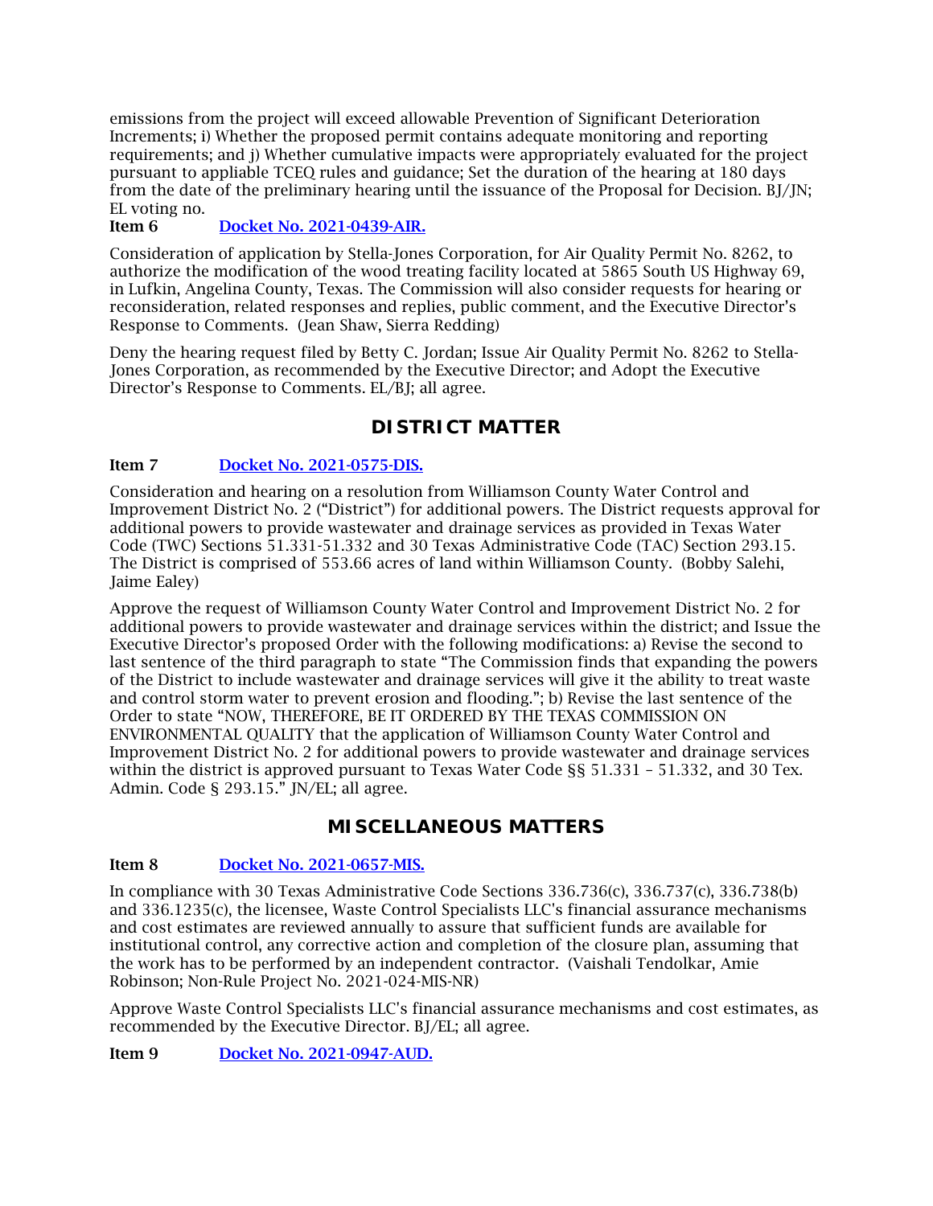emissions from the project will exceed allowable Prevention of Significant Deterioration Increments; i) Whether the proposed permit contains adequate monitoring and reporting requirements; and j) Whether cumulative impacts were appropriately evaluated for the project pursuant to appliable TCEQ rules and guidance; Set the duration of the hearing at 180 days from the date of the preliminary hearing until the issuance of the Proposal for Decision. BJ/JN; EL voting no.

**Item 6** [Docket No. 2021-0439-AIR.]

Consideration of application by Stella-Jones Corporation, for Air Quality Permit No. 8262, to authorize the modification of the wood treating facility located at 5865 South US Highway 69, in Lufkin, Angelina County, Texas. The Commission will also consider requests for hearing or reconsideration, related responses and replies, public comment, and the Executive Director's Response to Comments. (Jean Shaw, Sierra Redding)

Deny the hearing request filed by Betty C. Jordan; Issue Air Quality Permit No. 8262 to Stella-Jones Corporation, as recommended by the Executive Director; and Adopt the Executive Director's Response to Comments. EL/BJ; all agree.

## DISTRICT MATTER

**Item 7** [Docket No. 2021-0575-DIS.]

Consideration and hearing on a resolution from Williamson County Water Control and Improvement District No. 2 ("District") for additional powers. The District requests approval for additional powers to provide wastewater and drainage services as provided in Texas Water Code (TWC) Sections 51.331-51.332 and 30 Texas Administrative Code (TAC) Section 293.15. The District is comprised of 553.66 acres of land within Williamson County. (Bobby Salehi, Jaime Ealey)

Approve the request of Williamson County Water Control and Improvement District No. 2 for additional powers to provide wastewater and drainage services within the district; and Issue the Executive Director's proposed Order with the following modifications: a) Revise the second to last sentence of the third paragraph to state "The Commission finds that expanding the powers of the District to include wastewater and drainage services will give it the ability to treat waste and control storm water to prevent erosion and flooding."; b) Revise the last sentence of the Order to state "NOW, THEREFORE, BE IT ORDERED BY THE TEXAS COMMISSION ON ENVIRONMENTAL QUALITY that the application of Williamson County Water Control and Improvement District No. 2 for additional powers to provide wastewater and drainage services within the district is approved pursuant to Texas Water Code §§ 51.331 – 51.332, and 30 Tex. Admin. Code § 293.15." JN/EL; all agree.

## MISCELLANEOUS MATTERS

**Item 8** [Docket No. 2021-0657-MIS.]

In compliance with 30 Texas Administrative Code Sections 336.736(c), 336.737(c), 336.738(b) and 336.1235(c), the licensee, Waste Control Specialists LLC's financial assurance mechanisms and cost estimates are reviewed annually to assure that sufficient funds are available for institutional control, any corrective action and completion of the closure plan, assuming that the work has to be performed by an independent contractor. (Vaishali Tendolkar, Amie Robinson; Non-Rule Project No. 2021-024-MIS-NR)

Approve Waste Control Specialists LLC's financial assurance mechanisms and cost estimates, as recommended by the Executive Director. BJ/EL; all agree.

**Item 9** [Docket No. 2021-0947-AUD.]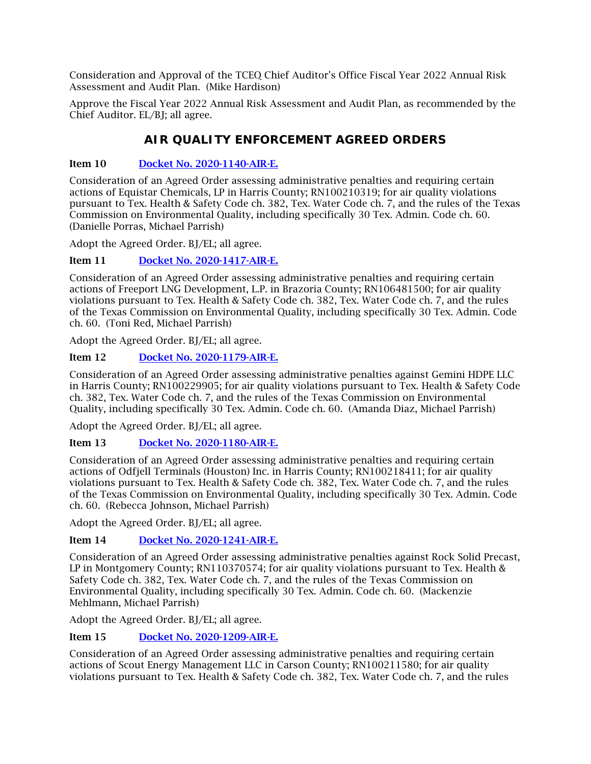Consideration and Approval of the TCEQ Chief Auditor's Office Fiscal Year 2022 Annual Risk Assessment and Audit Plan. (Mike Hardison)

Approve the Fiscal Year 2022 Annual Risk Assessment and Audit Plan, as recommended by the Chief Auditor. EL/BJ; all agree.

## AIR QUALITY ENFORCEMENT AGREED ORDERS

**Item 10** [Docket No. 2020-1140-AIR-E.]

Consideration of an Agreed Order assessing administrative penalties and requiring certain actions of Equistar Chemicals, LP in Harris County; RN100210319; for air quality violations pursuant to Tex. Health & Safety Code ch. 382, Tex. Water Code ch. 7, and the rules of the Texas Commission on Environmental Quality, including specifically 30 Tex. Admin. Code ch. 60. (Danielle Porras, Michael Parrish)

Adopt the Agreed Order. BJ/EL; all agree.

**Item 11** [Docket No. 2020-1417-AIR-E.]

Consideration of an Agreed Order assessing administrative penalties and requiring certain actions of Freeport LNG Development, L.P. in Brazoria County; RN106481500; for air quality violations pursuant to Tex. Health & Safety Code ch. 382, Tex. Water Code ch. 7, and the rules of the Texas Commission on Environmental Quality, including specifically 30 Tex. Admin. Code ch. 60. (Toni Red, Michael Parrish)

Adopt the Agreed Order. BJ/EL; all agree.

**Item 12** [Docket No. 2020-1179-AIR-E.]

Consideration of an Agreed Order assessing administrative penalties against Gemini HDPE LLC in Harris County; RN100229905; for air quality violations pursuant to Tex. Health & Safety Code ch. 382, Tex. Water Code ch. 7, and the rules of the Texas Commission on Environmental Quality, including specifically 30 Tex. Admin. Code ch. 60. (Amanda Diaz, Michael Parrish)

Adopt the Agreed Order. BJ/EL; all agree.

**Item 13** [Docket No. 2020-1180-AIR-E.]

Consideration of an Agreed Order assessing administrative penalties and requiring certain actions of Odfjell Terminals (Houston) Inc. in Harris County; RN100218411; for air quality violations pursuant to Tex. Health & Safety Code ch. 382, Tex. Water Code ch. 7, and the rules of the Texas Commission on Environmental Quality, including specifically 30 Tex. Admin. Code ch. 60. (Rebecca Johnson, Michael Parrish)

Adopt the Agreed Order. BJ/EL; all agree.

**Item 14** [Docket No. 2020-1241-AIR-E.]

Consideration of an Agreed Order assessing administrative penalties against Rock Solid Precast, LP in Montgomery County; RN110370574; for air quality violations pursuant to Tex. Health & Safety Code ch. 382, Tex. Water Code ch. 7, and the rules of the Texas Commission on Environmental Quality, including specifically 30 Tex. Admin. Code ch. 60. (Mackenzie Mehlmann, Michael Parrish)

Adopt the Agreed Order. BJ/EL; all agree.

**Item 15** [Docket No. 2020-1209-AIR-E.]

Consideration of an Agreed Order assessing administrative penalties and requiring certain actions of Scout Energy Management LLC in Carson County; RN100211580; for air quality violations pursuant to Tex. Health & Safety Code ch. 382, Tex. Water Code ch. 7, and the rules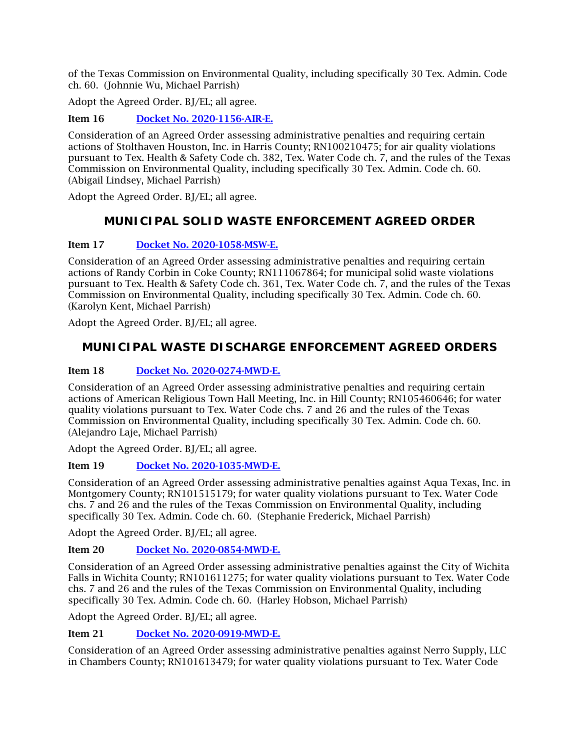of the Texas Commission on Environmental Quality, including specifically 30 Tex. Admin. Code ch. 60. (Johnnie Wu, Michael Parrish)

Adopt the Agreed Order. BJ/EL; all agree.

**Item 16** [Docket No. 2020-1156-AIR-E.]

Consideration of an Agreed Order assessing administrative penalties and requiring certain actions of Stolthaven Houston, Inc. in Harris County; RN100210475; for air quality violations pursuant to Tex. Health & Safety Code ch. 382, Tex. Water Code ch. 7, and the rules of the Texas Commission on Environmental Quality, including specifically 30 Tex. Admin. Code ch. 60. (Abigail Lindsey, Michael Parrish)

Adopt the Agreed Order. BJ/EL; all agree.

## MUNICIPAL SOLID WASTE ENFORCEMENT AGREED ORDER

**Item 17** [Docket No. 2020-1058-MSW-E.]

Consideration of an Agreed Order assessing administrative penalties and requiring certain actions of Randy Corbin in Coke County; RN111067864; for municipal solid waste violations pursuant to Tex. Health & Safety Code ch. 361, Tex. Water Code ch. 7, and the rules of the Texas Commission on Environmental Quality, including specifically 30 Tex. Admin. Code ch. 60. (Karolyn Kent, Michael Parrish)

Adopt the Agreed Order. BJ/EL; all agree.

## MUNICIPAL WASTE DISCHARGE ENFORCEMENT AGREED ORDERS

**Item 18** [Docket No. 2020-0274-MWD-E.]

Consideration of an Agreed Order assessing administrative penalties and requiring certain actions of American Religious Town Hall Meeting, Inc. in Hill County; RN105460646; for water quality violations pursuant to Tex. Water Code chs. 7 and 26 and the rules of the Texas Commission on Environmental Quality, including specifically 30 Tex. Admin. Code ch. 60. (Alejandro Laje, Michael Parrish)

Adopt the Agreed Order. BJ/EL; all agree.

**Item 19** [Docket No. 2020-1035-MWD-E.]

Consideration of an Agreed Order assessing administrative penalties against Aqua Texas, Inc. in Montgomery County; RN101515179; for water quality violations pursuant to Tex. Water Code chs. 7 and 26 and the rules of the Texas Commission on Environmental Quality, including specifically 30 Tex. Admin. Code ch. 60. (Stephanie Frederick, Michael Parrish)

Adopt the Agreed Order. BJ/EL; all agree.

**Item 20** [Docket No. 2020-0854-MWD-E.]

Consideration of an Agreed Order assessing administrative penalties against the City of Wichita Falls in Wichita County; RN101611275; for water quality violations pursuant to Tex. Water Code chs. 7 and 26 and the rules of the Texas Commission on Environmental Quality, including specifically 30 Tex. Admin. Code ch. 60. (Harley Hobson, Michael Parrish)

Adopt the Agreed Order. BJ/EL; all agree.

**Item 21** [Docket No. 2020-0919-MWD-E.]

Consideration of an Agreed Order assessing administrative penalties against Nerro Supply, LLC in Chambers County; RN101613479; for water quality violations pursuant to Tex. Water Code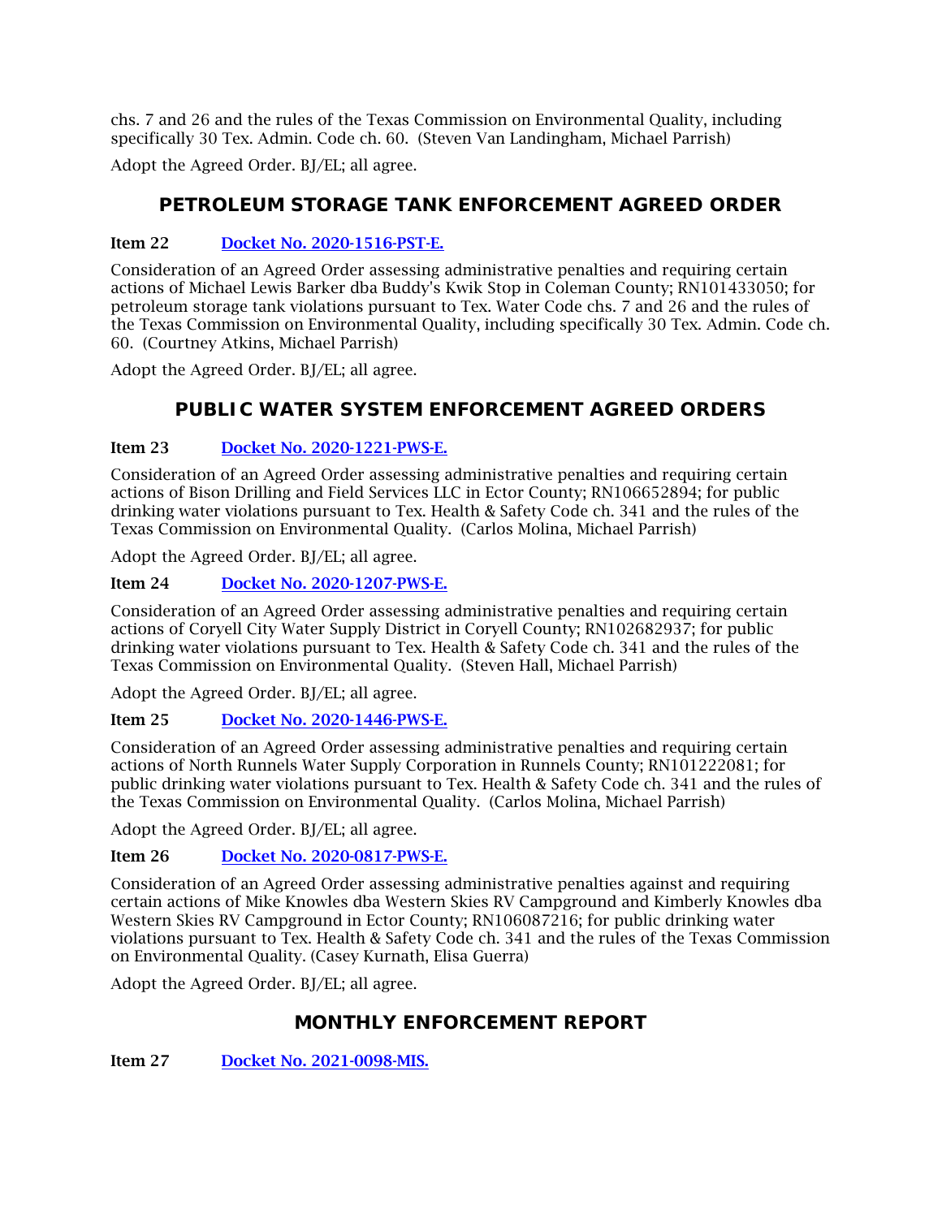chs. 7 and 26 and the rules of the Texas Commission on Environmental Quality, including specifically 30 Tex. Admin. Code ch. 60. (Steven Van Landingham, Michael Parrish)

Adopt the Agreed Order. BJ/EL; all agree.

## PETROLEUM STORAGE TANK ENFORCEMENT AGREED ORDER

**Item 22** [Docket No. 2020-1516-PST-E.]

Consideration of an Agreed Order assessing administrative penalties and requiring certain actions of Michael Lewis Barker dba Buddy's Kwik Stop in Coleman County; RN101433050; for petroleum storage tank violations pursuant to Tex. Water Code chs. 7 and 26 and the rules of the Texas Commission on Environmental Quality, including specifically 30 Tex. Admin. Code ch. 60. (Courtney Atkins, Michael Parrish)

Adopt the Agreed Order. BJ/EL; all agree.

## PUBLIC WATER SYSTEM ENFORCEMENT AGREED ORDERS

**Item 23** [Docket No. 2020-1221-PWS-E.]

Consideration of an Agreed Order assessing administrative penalties and requiring certain actions of Bison Drilling and Field Services LLC in Ector County; RN106652894; for public drinking water violations pursuant to Tex. Health & Safety Code ch. 341 and the rules of the Texas Commission on Environmental Quality. (Carlos Molina, Michael Parrish)

Adopt the Agreed Order. BJ/EL; all agree.

**Item 24** [Docket No. 2020-1207-PWS-E.]

Consideration of an Agreed Order assessing administrative penalties and requiring certain actions of Coryell City Water Supply District in Coryell County; RN102682937; for public drinking water violations pursuant to Tex. Health & Safety Code ch. 341 and the rules of the Texas Commission on Environmental Quality. (Steven Hall, Michael Parrish)

Adopt the Agreed Order. BJ/EL; all agree.

**Item 25** [Docket No. 2020-1446-PWS-E.]

Consideration of an Agreed Order assessing administrative penalties and requiring certain actions of North Runnels Water Supply Corporation in Runnels County; RN101222081; for public drinking water violations pursuant to Tex. Health & Safety Code ch. 341 and the rules of the Texas Commission on Environmental Quality. (Carlos Molina, Michael Parrish)

Adopt the Agreed Order. BJ/EL; all agree.

**Item 26** [Docket No. 2020-0817-PWS-E.]

Consideration of an Agreed Order assessing administrative penalties against and requiring certain actions of Mike Knowles dba Western Skies RV Campground and Kimberly Knowles dba Western Skies RV Campground in Ector County; RN106087216; for public drinking water violations pursuant to Tex. Health & Safety Code ch. 341 and the rules of the Texas Commission on Environmental Quality. (Casey Kurnath, Elisa Guerra)

Adopt the Agreed Order. BJ/EL; all agree.

## MONTHLY ENFORCEMENT REPORT

**Item 27** [Docket No. 2021-0098-MIS.]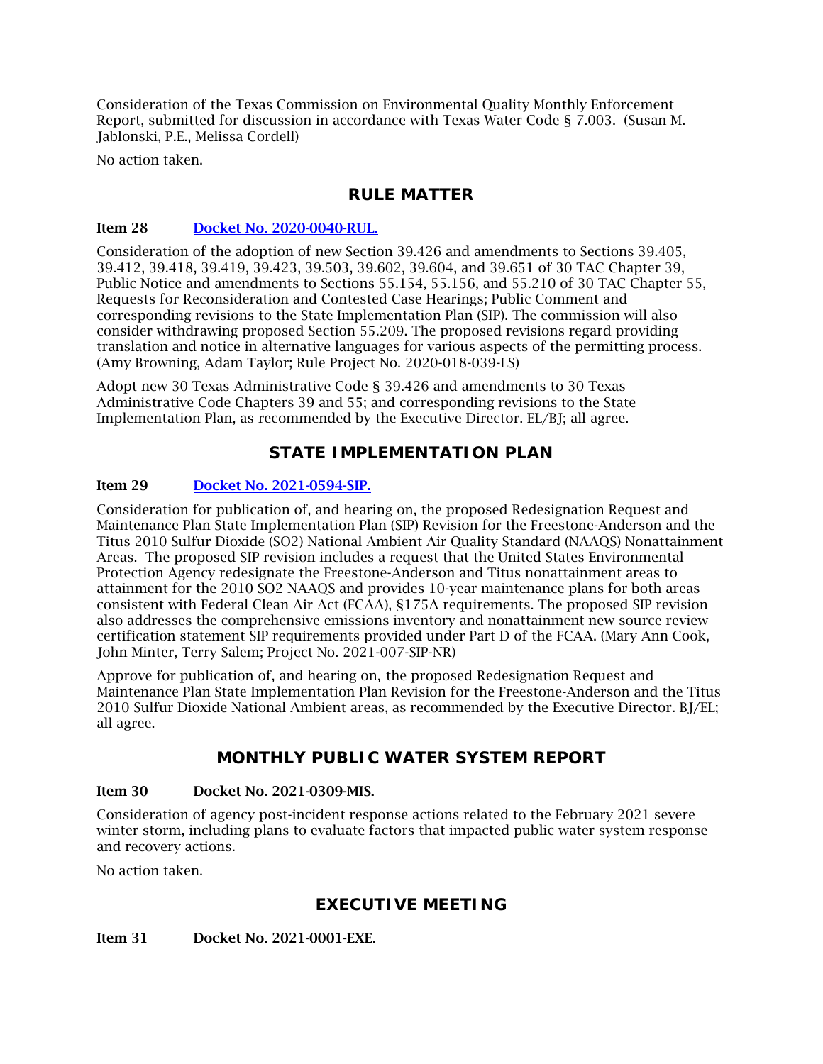Consideration of the Texas Commission on Environmental Quality Monthly Enforcement Report, submitted for discussion in accordance with Texas Water Code § 7.003. (Susan M. Jablonski, P.E., Melissa Cordell)

No action taken.

## RULE MATTER

**Item 28** [Docket No. 2020-0040-RUL.]()

Consideration of the adoption of new Section 39.426 and amendments to Sections 39.405, 39.412, 39.418, 39.419, 39.423, 39.503, 39.602, 39.604, and 39.651 of 30 TAC Chapter 39, Public Notice and amendments to Sections 55.154, 55.156, and 55.210 of 30 TAC Chapter 55, Requests for Reconsideration and Contested Case Hearings; Public Comment and corresponding revisions to the State Implementation Plan (SIP). The commission will also consider withdrawing proposed Section 55.209. The proposed revisions regard providing translation and notice in alternative languages for various aspects of the permitting process. (Amy Browning, Adam Taylor; Rule Project No. 2020-018-039-LS)

Adopt new 30 Texas Administrative Code § 39.426 and amendments to 30 Texas Administrative Code Chapters 39 and 55; and corresponding revisions to the State Implementation Plan, as recommended by the Executive Director. EL/BJ; all agree.

## STATE IMPLEMENTATION PLAN

**Item 29** [Docket No. 2021-0594-SIP.]()

Consideration for publication of, and hearing on, the proposed Redesignation Request and Maintenance Plan State Implementation Plan (SIP) Revision for the Freestone-Anderson and the Titus 2010 Sulfur Dioxide ($SO_2$) National Ambient Air Quality Standard (NAAQS) Nonattainment Areas. The proposed SIP revision includes a request that the United States Environmental Protection Agency redesignate the Freestone-Anderson and Titus nonattainment areas to attainment for the 2010 $SO_2$ NAAQS and provides 10-year maintenance plans for both areas consistent with Federal Clean Air Act (FCAA), §175A requirements. The proposed SIP revision also addresses the comprehensive emissions inventory and nonattainment new source review certification statement SIP requirements provided under Part D of the FCAA. (Mary Ann Cook, John Minter, Terry Salem; Project No. 2021-007-SIP-NR)

Approve for publication of, and hearing on, the proposed Redesignation Request and Maintenance Plan State Implementation Plan Revision for the Freestone-Anderson and the Titus 2010 Sulfur Dioxide National Ambient areas, as recommended by the Executive Director. BJ/EL; all agree.

## MONTHLY PUBLIC WATER SYSTEM REPORT

**Item 30** **Docket No. 2021-0309-MIS.**

Consideration of agency post-incident response actions related to the February 2021 severe winter storm, including plans to evaluate factors that impacted public water system response and recovery actions.

No action taken.

## EXECUTIVE MEETING

**Item 31** **Docket No. 2021-0001-EXE.**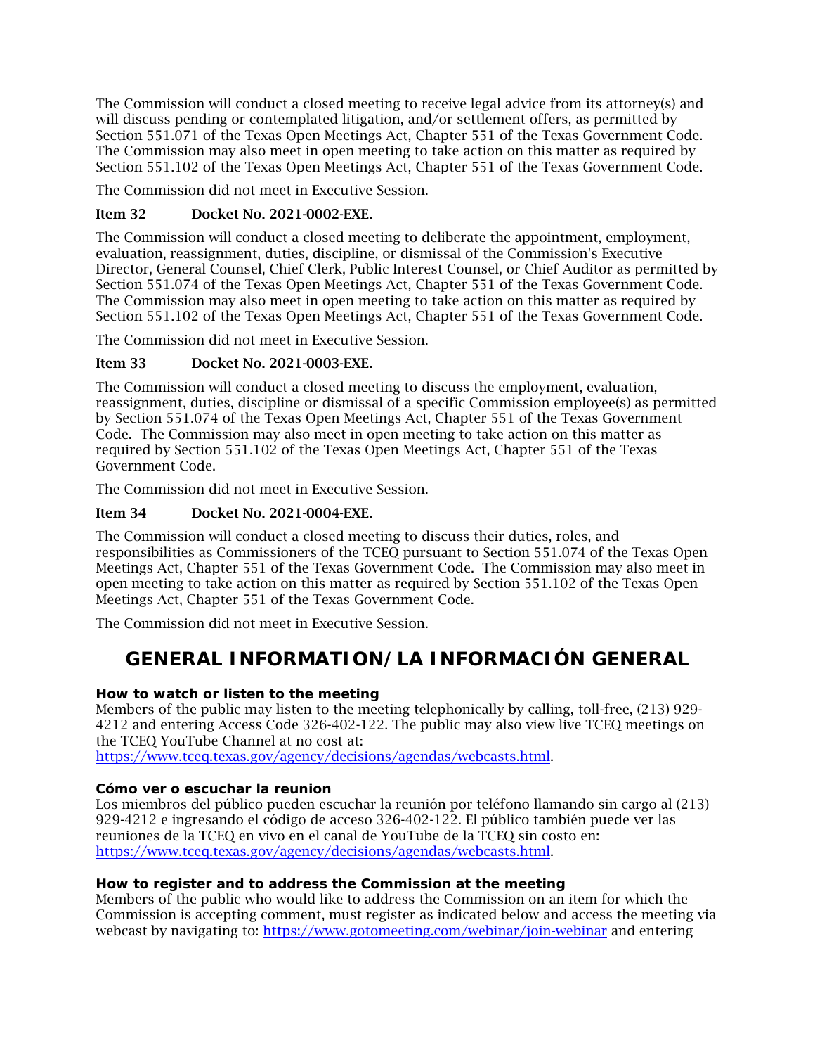The Commission will conduct a closed meeting to receive legal advice from its attorney(s) and will discuss pending or contemplated litigation, and/or settlement offers, as permitted by Section 551.071 of the Texas Open Meetings Act, Chapter 551 of the Texas Government Code. The Commission may also meet in open meeting to take action on this matter as required by Section 551.102 of the Texas Open Meetings Act, Chapter 551 of the Texas Government Code.

The Commission did not meet in Executive Session.

**Item 32 Docket No. 2021-0002-EXE.**

The Commission will conduct a closed meeting to deliberate the appointment, employment, evaluation, reassignment, duties, discipline, or dismissal of the Commission's Executive Director, General Counsel, Chief Clerk, Public Interest Counsel, or Chief Auditor as permitted by Section 551.074 of the Texas Open Meetings Act, Chapter 551 of the Texas Government Code. The Commission may also meet in open meeting to take action on this matter as required by Section 551.102 of the Texas Open Meetings Act, Chapter 551 of the Texas Government Code.

The Commission did not meet in Executive Session.

**Item 33 Docket No. 2021-0003-EXE.**

The Commission will conduct a closed meeting to discuss the employment, evaluation, reassignment, duties, discipline or dismissal of a specific Commission employee(s) as permitted by Section 551.074 of the Texas Open Meetings Act, Chapter 551 of the Texas Government Code. The Commission may also meet in open meeting to take action on this matter as required by Section 551.102 of the Texas Open Meetings Act, Chapter 551 of the Texas Government Code.

The Commission did not meet in Executive Session.

**Item 34 Docket No. 2021-0004-EXE.**

The Commission will conduct a closed meeting to discuss their duties, roles, and responsibilities as Commissioners of the TCEQ pursuant to Section 551.074 of the Texas Open Meetings Act, Chapter 551 of the Texas Government Code. The Commission may also meet in open meeting to take action on this matter as required by Section 551.102 of the Texas Open Meetings Act, Chapter 551 of the Texas Government Code.

The Commission did not meet in Executive Session.

# GENERAL INFORMATION/LA INFORMACIÓN GENERAL

**How to watch or listen to the meeting**

Members of the public may listen to the meeting telephonically by calling, toll-free, (213) 929-4212 and entering Access Code 326-402-122. The public may also view live TCEQ meetings on the TCEQ YouTube Channel at no cost at: https://www.tceq.texas.gov/agency/decisions/agendas/webcasts.html.

**Cómo ver o escuchar la reunion**

Los miembros del público pueden escuchar la reunión por teléfono llamando sin cargo al (213) 929-4212 e ingresando el código de acceso 326-402-122. El público también puede ver las reuniones de la TCEQ en vivo en el canal de YouTube de la TCEQ sin costo en: https://www.tceq.texas.gov/agency/decisions/agendas/webcasts.html.

**How to register and to address the Commission at the meeting**

Members of the public who would like to address the Commission on an item for which the Commission is accepting comment, must register as indicated below and access the meeting via webcast by navigating to: https://www.gotomeeting.com/webinar/join-webinar and entering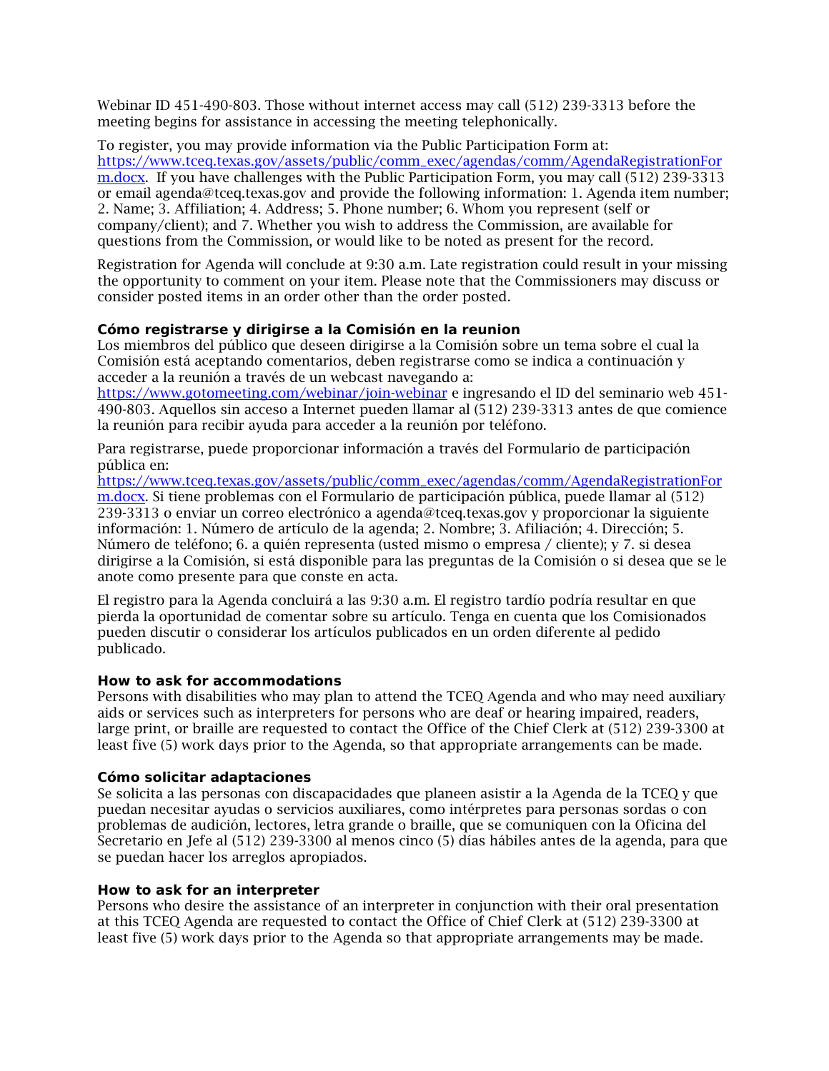Webinar ID 451-490-803. Those without internet access may call (512) 239-3313 before the meeting begins for assistance in accessing the meeting telephonically.

To register, you may provide information via the Public Participation Form at: [https://www.tceq.texas.gov/assets/public/comm_exec/agendas/comm/AgendaRegistrationForm.docx](https://www.tceq.texas.gov/assets/public/comm_exec/agendas/comm/AgendaRegistrationForm.docx). If you have challenges with the Public Participation Form, you may call (512) 239-3313 or email agenda@tceq.texas.gov and provide the following information: 1. Agenda item number; 2. Name; 3. Affiliation; 4. Address; 5. Phone number; 6. Whom you represent (self or company/client); and 7. Whether you wish to address the Commission, are available for questions from the Commission, or would like to be noted as present for the record.

Registration for Agenda will conclude at 9:30 a.m. Late registration could result in your missing the opportunity to comment on your item. Please note that the Commissioners may discuss or consider posted items in an order other than the order posted.

**Cómo registrarse y dirigirse a la Comisión en la reunion**

Los miembros del público que deseen dirigirse a la Comisión sobre un tema sobre el cual la Comisión está aceptando comentarios, deben registrarse como se indica a continuación y acceder a la reunión a través de un webcast navegando a: [https://www.gotomeeting.com/webinar/join-webinar](https://www.gotomeeting.com/webinar/join-webinar) e ingresando el ID del seminario web 451-490-803. Aquellos sin acceso a Internet pueden llamar al (512) 239-3313 antes de que comience la reunión para recibir ayuda para acceder a la reunión por teléfono.

Para registrarse, puede proporcionar información a través del Formulario de participación pública en: [https://www.tceq.texas.gov/assets/public/comm_exec/agendas/comm/AgendaRegistrationForm.docx](https://www.tceq.texas.gov/assets/public/comm_exec/agendas/comm/AgendaRegistrationForm.docx). Si tiene problemas con el Formulario de participación pública, puede llamar al (512) 239-3313 o enviar un correo electrónico a agenda@tceq.texas.gov y proporcionar la siguiente información: 1. Número de artículo de la agenda; 2. Nombre; 3. Afiliación; 4. Dirección; 5. Número de teléfono; 6. a quién representa (usted mismo o empresa / cliente); y 7. si desea dirigirse a la Comisión, si está disponible para las preguntas de la Comisión o si desea que se le anote como presente para que conste en acta.

El registro para la Agenda concluirá a las 9:30 a.m. El registro tardío podría resultar en que pierda la oportunidad de comentar sobre su artículo. Tenga en cuenta que los Comisionados pueden discutir o considerar los artículos publicados en un orden diferente al pedido publicado.

**How to ask for accommodations**

Persons with disabilities who may plan to attend the TCEQ Agenda and who may need auxiliary aids or services such as interpreters for persons who are deaf or hearing impaired, readers, large print, or braille are requested to contact the Office of the Chief Clerk at (512) 239-3300 at least five (5) work days prior to the Agenda, so that appropriate arrangements can be made.

**Cómo solicitar adaptaciones**

Se solicita a las personas con discapacidades que planeen asistir a la Agenda de la TCEQ y que puedan necesitar ayudas o servicios auxiliares, como intérpretes para personas sordas o con problemas de audición, lectores, letra grande o braille, que se comuniquen con la Oficina del Secretario en Jefe al (512) 239-3300 al menos cinco (5) días hábiles antes de la agenda, para que se puedan hacer los arreglos apropiados.

**How to ask for an interpreter**

Persons who desire the assistance of an interpreter in conjunction with their oral presentation at this TCEQ Agenda are requested to contact the Office of Chief Clerk at (512) 239-3300 at least five (5) work days prior to the Agenda so that appropriate arrangements may be made.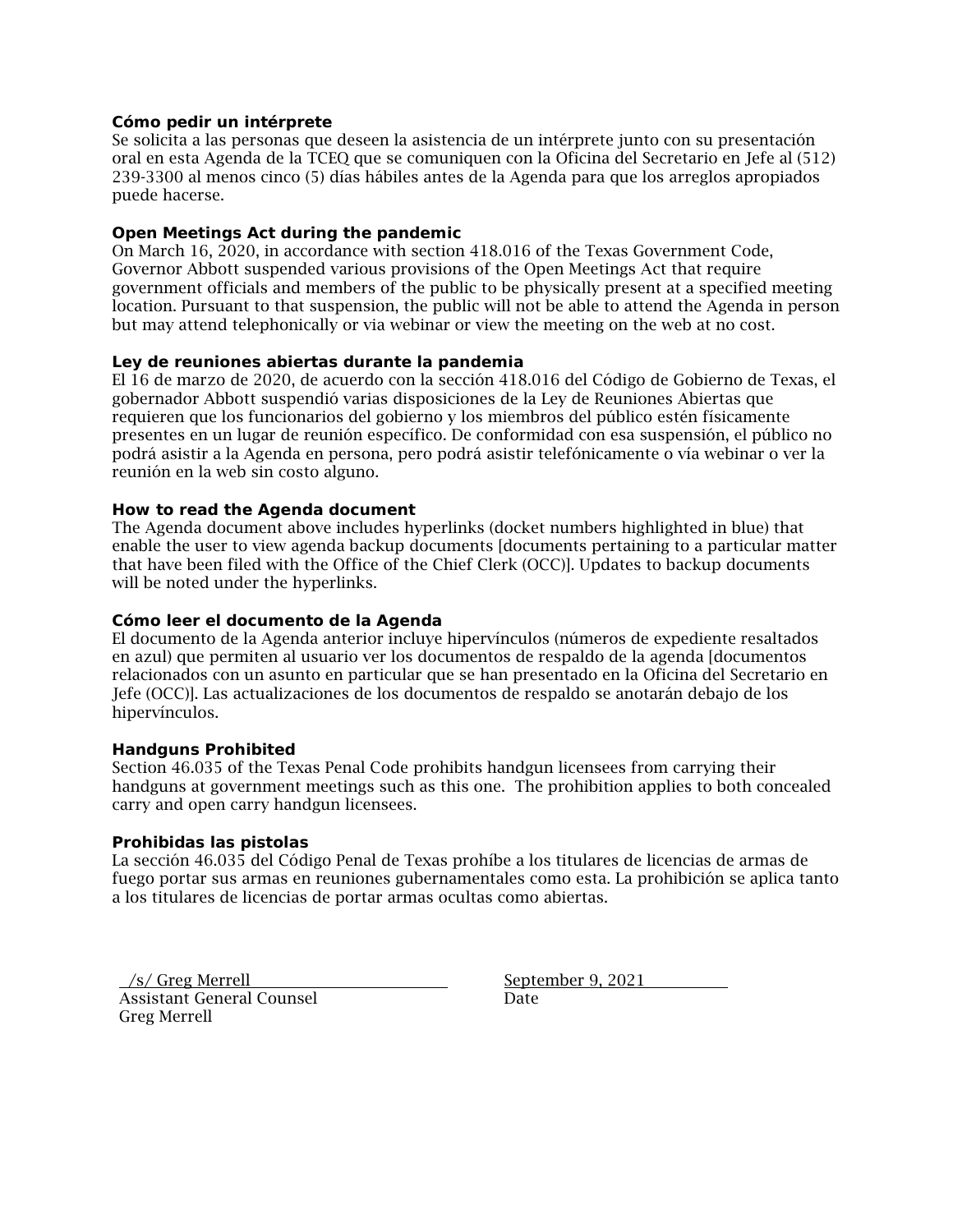**Cómo pedir un intérprete**
Se solicita a las personas que deseen la asistencia de un intérprete junto con su presentación oral en esta Agenda de la TCEQ que se comuniquen con la Oficina del Secretario en Jefe al (512) 239-3300 al menos cinco (5) días hábiles antes de la Agenda para que los arreglos apropiados puede hacerse.

**Open Meetings Act during the pandemic**
On March 16, 2020, in accordance with section 418.016 of the Texas Government Code, Governor Abbott suspended various provisions of the Open Meetings Act that require government officials and members of the public to be physically present at a specified meeting location. Pursuant to that suspension, the public will not be able to attend the Agenda in person but may attend telephonically or via webinar or view the meeting on the web at no cost.

**Ley de reuniones abiertas durante la pandemia**
El 16 de marzo de 2020, de acuerdo con la sección 418.016 del Código de Gobierno de Texas, el gobernador Abbott suspendió varias disposiciones de la Ley de Reuniones Abiertas que requieren que los funcionarios del gobierno y los miembros del público estén físicamente presentes en un lugar de reunión específico. De conformidad con esa suspensión, el público no podrá asistir a la Agenda en persona, pero podrá asistir telefónicamente o vía webinar o ver la reunión en la web sin costo alguno.

**How to read the Agenda document**
The Agenda document above includes hyperlinks (docket numbers highlighted in blue) that enable the user to view agenda backup documents [documents pertaining to a particular matter that have been filed with the Office of the Chief Clerk (OCC)]. Updates to backup documents will be noted under the hyperlinks.

**Cómo leer el documento de la Agenda**
El documento de la Agenda anterior incluye hipervínculos (números de expediente resaltados en azul) que permiten al usuario ver los documentos de respaldo de la agenda [documentos relacionados con un asunto en particular que se han presentado en la Oficina del Secretario en Jefe (OCC)]. Las actualizaciones de los documentos de respaldo se anotarán debajo de los hipervínculos.

**Handguns Prohibited**
Section 46.035 of the Texas Penal Code prohibits handgun licensees from carrying their handguns at government meetings such as this one. The prohibition applies to both concealed carry and open carry handgun licensees.

**Prohibidas las pistolas**
La sección 46.035 del Código Penal de Texas prohíbe a los titulares de licencias de armas de fuego portar sus armas en reuniones gubernamentales como esta. La prohibición se aplica tanto a los titulares de licencias de portar armas ocultas como abiertas.

/s/ Greg Merrell
Assistant General Counsel
Greg Merrell

September 9, 2021
Date